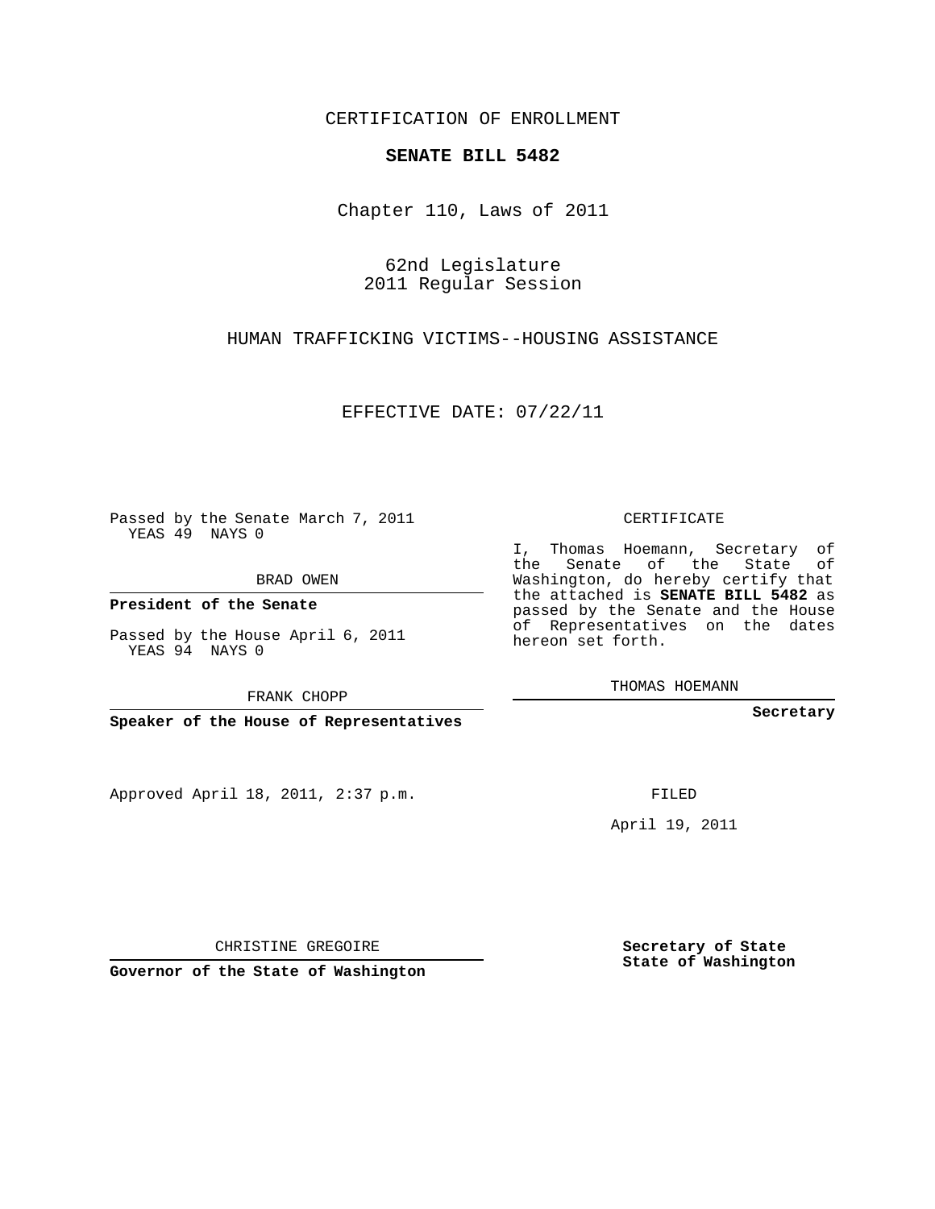CERTIFICATION OF ENROLLMENT

**SENATE BILL 5482**

Chapter 110, Laws of 2011

62nd Legislature
2011 Regular Session

HUMAN TRAFFICKING VICTIMS--HOUSING ASSISTANCE

EFFECTIVE DATE: 07/22/11

Passed by the Senate March 7, 2011
YEAS 49 NAYS 0

BRAD OWEN

**President of the Senate**

Passed by the House April 6, 2011
YEAS 94 NAYS 0

FRANK CHOPP

**Speaker of the House of Representatives**

CERTIFICATE

I, Thomas Hoemann, Secretary of the Senate of the State of Washington, do hereby certify that the attached is **SENATE BILL 5482** as passed by the Senate and the House of Representatives on the dates hereon set forth.

THOMAS HOEMANN

**Secretary**

Approved April 18, 2011, 2:37 p.m.

FILED

April 19, 2011

CHRISTINE GREGOIRE

**Governor of the State of Washington**

**Secretary of State**
**State of Washington**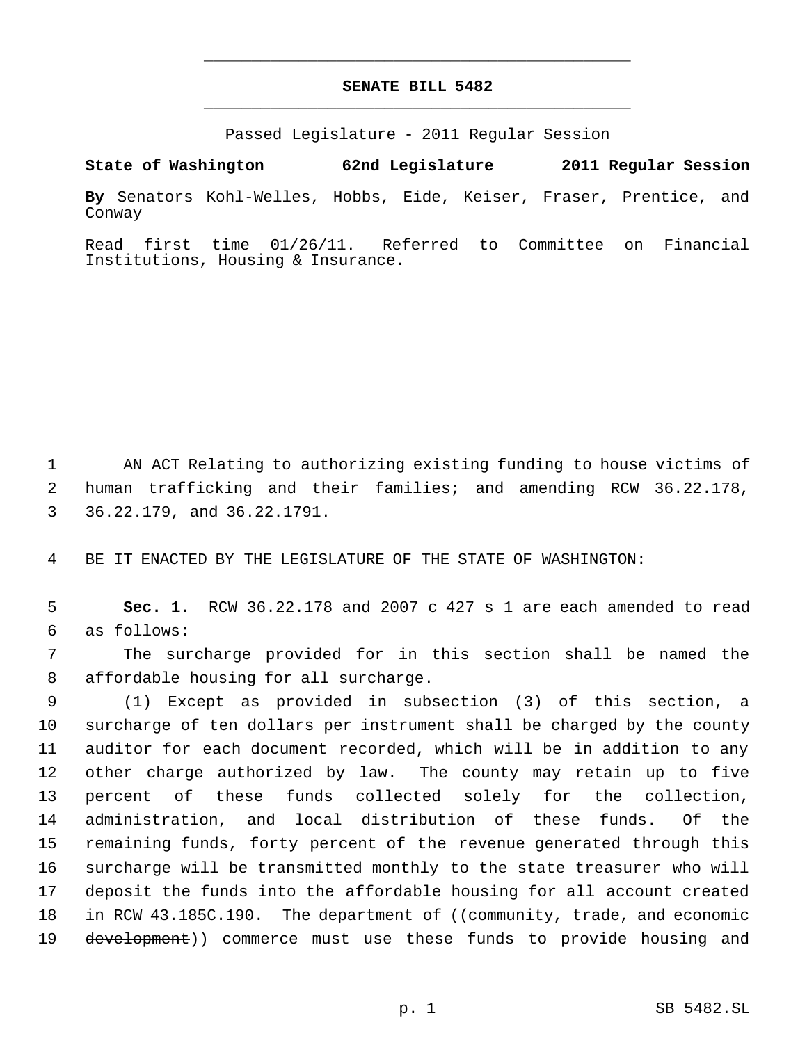# SENATE BILL 5482

Passed Legislature - 2011 Regular Session

**State of Washington 62nd Legislature 2011 Regular Session**

**By** Senators Kohl-Welles, Hobbs, Eide, Keiser, Fraser, Prentice, and Conway

Read first time 01/26/11. Referred to Committee on Financial Institutions, Housing & Insurance.

1 AN ACT Relating to authorizing existing funding to house victims of
2 human trafficking and their families; and amending RCW 36.22.178,
3 36.22.179, and 36.22.1791.

4 BE IT ENACTED BY THE LEGISLATURE OF THE STATE OF WASHINGTON:

5 **Sec. 1.** RCW 36.22.178 and 2007 c 427 s 1 are each amended to read
6 as follows:

7 The surcharge provided for in this section shall be named the
8 affordable housing for all surcharge.

9 (1) Except as provided in subsection (3) of this section, a
10 surcharge of ten dollars per instrument shall be charged by the county
11 auditor for each document recorded, which will be in addition to any
12 other charge authorized by law. The county may retain up to five
13 percent of these funds collected solely for the collection,
14 administration, and local distribution of these funds. Of the
15 remaining funds, forty percent of the revenue generated through this
16 surcharge will be transmitted monthly to the state treasurer who will
17 deposit the funds into the affordable housing for all account created
18 in RCW 43.185C.190. The department of ((~~community, trade, and economic~~
19 ~~development~~)) <u>commerce</u> must use these funds to provide housing and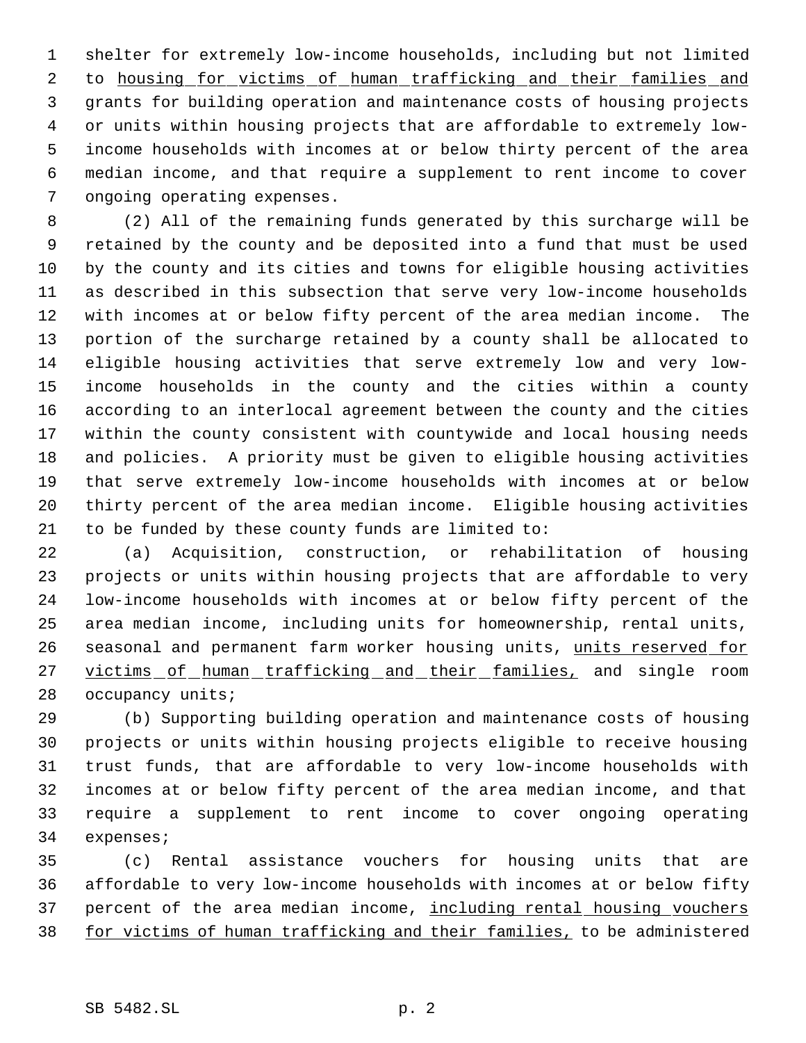shelter for extremely low-income households, including but not limited to housing for victims of human trafficking and their families and grants for building operation and maintenance costs of housing projects or units within housing projects that are affordable to extremely low-income households with incomes at or below thirty percent of the area median income, and that require a supplement to rent income to cover ongoing operating expenses.

(2) All of the remaining funds generated by this surcharge will be retained by the county and be deposited into a fund that must be used by the county and its cities and towns for eligible housing activities as described in this subsection that serve very low-income households with incomes at or below fifty percent of the area median income. The portion of the surcharge retained by a county shall be allocated to eligible housing activities that serve extremely low and very low-income households in the county and the cities within a county according to an interlocal agreement between the county and the cities within the county consistent with countywide and local housing needs and policies. A priority must be given to eligible housing activities that serve extremely low-income households with incomes at or below thirty percent of the area median income. Eligible housing activities to be funded by these county funds are limited to:

(a) Acquisition, construction, or rehabilitation of housing projects or units within housing projects that are affordable to very low-income households with incomes at or below fifty percent of the area median income, including units for homeownership, rental units, seasonal and permanent farm worker housing units, units reserved for victims of human trafficking and their families, and single room occupancy units;

(b) Supporting building operation and maintenance costs of housing projects or units within housing projects eligible to receive housing trust funds, that are affordable to very low-income households with incomes at or below fifty percent of the area median income, and that require a supplement to rent income to cover ongoing operating expenses;

(c) Rental assistance vouchers for housing units that are affordable to very low-income households with incomes at or below fifty percent of the area median income, including rental housing vouchers for victims of human trafficking and their families, to be administered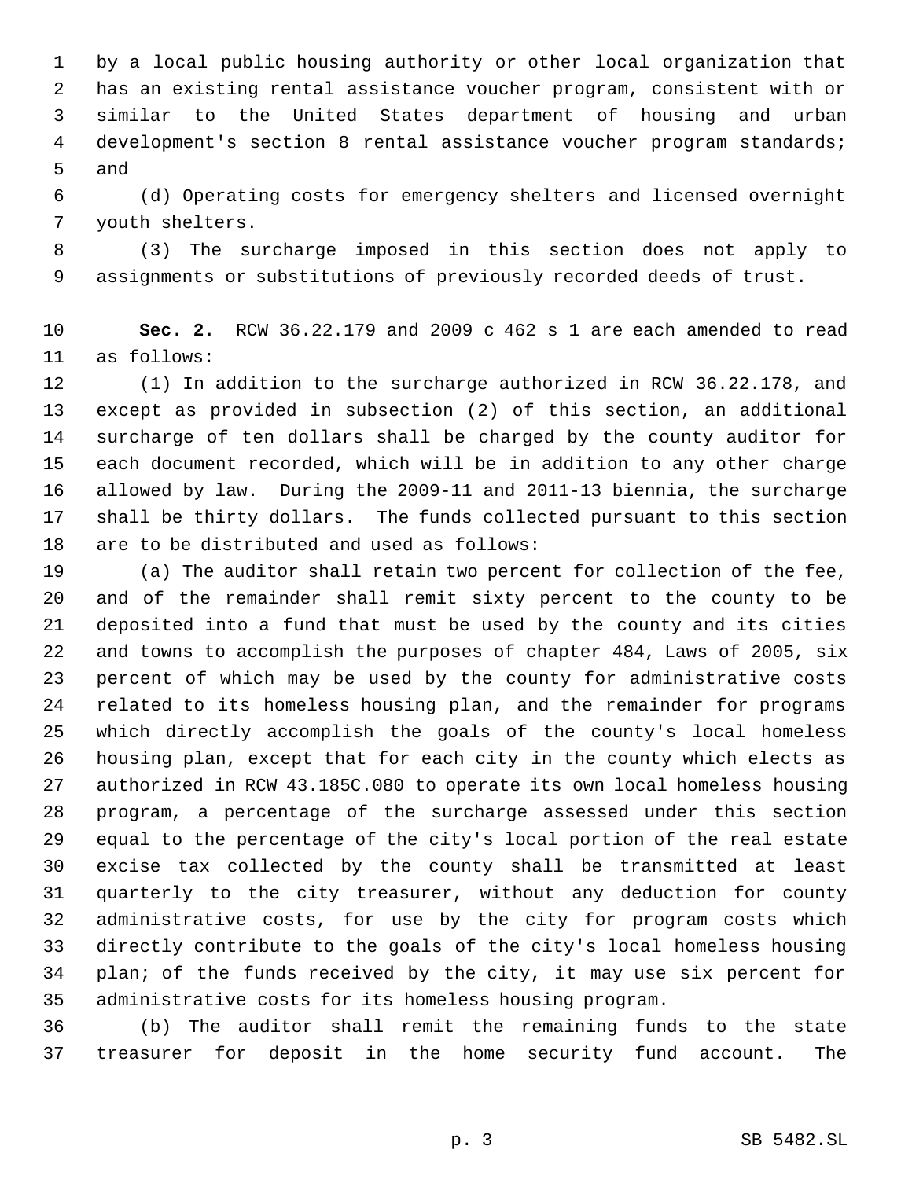by a local public housing authority or other local organization that has an existing rental assistance voucher program, consistent with or similar to the United States department of housing and urban development's section 8 rental assistance voucher program standards; and

(d) Operating costs for emergency shelters and licensed overnight youth shelters.

(3) The surcharge imposed in this section does not apply to assignments or substitutions of previously recorded deeds of trust.

**Sec. 2.** RCW 36.22.179 and 2009 c 462 s 1 are each amended to read as follows:

(1) In addition to the surcharge authorized in RCW 36.22.178, and except as provided in subsection (2) of this section, an additional surcharge of ten dollars shall be charged by the county auditor for each document recorded, which will be in addition to any other charge allowed by law. During the 2009-11 and 2011-13 biennia, the surcharge shall be thirty dollars. The funds collected pursuant to this section are to be distributed and used as follows:

(a) The auditor shall retain two percent for collection of the fee, and of the remainder shall remit sixty percent to the county to be deposited into a fund that must be used by the county and its cities and towns to accomplish the purposes of chapter 484, Laws of 2005, six percent of which may be used by the county for administrative costs related to its homeless housing plan, and the remainder for programs which directly accomplish the goals of the county's local homeless housing plan, except that for each city in the county which elects as authorized in RCW 43.185C.080 to operate its own local homeless housing program, a percentage of the surcharge assessed under this section equal to the percentage of the city's local portion of the real estate excise tax collected by the county shall be transmitted at least quarterly to the city treasurer, without any deduction for county administrative costs, for use by the city for program costs which directly contribute to the goals of the city's local homeless housing plan; of the funds received by the city, it may use six percent for administrative costs for its homeless housing program.

(b) The auditor shall remit the remaining funds to the state treasurer for deposit in the home security fund account. The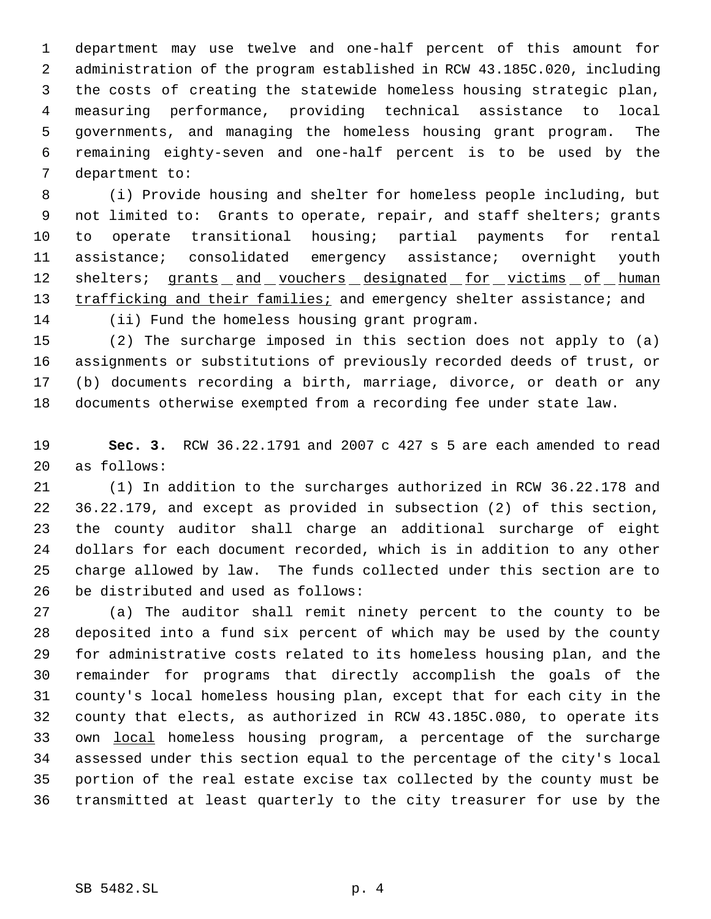department may use twelve and one-half percent of this amount for administration of the program established in RCW 43.185C.020, including the costs of creating the statewide homeless housing strategic plan, measuring performance, providing technical assistance to local governments, and managing the homeless housing grant program. The remaining eighty-seven and one-half percent is to be used by the department to:

(i) Provide housing and shelter for homeless people including, but not limited to: Grants to operate, repair, and staff shelters; grants to operate transitional housing; partial payments for rental assistance; consolidated emergency assistance; overnight youth shelters; <u>grants and vouchers designated for victims of human trafficking and their families;</u> and emergency shelter assistance; and

(ii) Fund the homeless housing grant program.

(2) The surcharge imposed in this section does not apply to (a) assignments or substitutions of previously recorded deeds of trust, or (b) documents recording a birth, marriage, divorce, or death or any documents otherwise exempted from a recording fee under state law.

**Sec. 3.** RCW 36.22.1791 and 2007 c 427 s 5 are each amended to read as follows:

(1) In addition to the surcharges authorized in RCW 36.22.178 and 36.22.179, and except as provided in subsection (2) of this section, the county auditor shall charge an additional surcharge of eight dollars for each document recorded, which is in addition to any other charge allowed by law. The funds collected under this section are to be distributed and used as follows:

(a) The auditor shall remit ninety percent to the county to be deposited into a fund six percent of which may be used by the county for administrative costs related to its homeless housing plan, and the remainder for programs that directly accomplish the goals of the county's local homeless housing plan, except that for each city in the county that elects, as authorized in RCW 43.185C.080, to operate its own <u>local</u> homeless housing program, a percentage of the surcharge assessed under this section equal to the percentage of the city's local portion of the real estate excise tax collected by the county must be transmitted at least quarterly to the city treasurer for use by the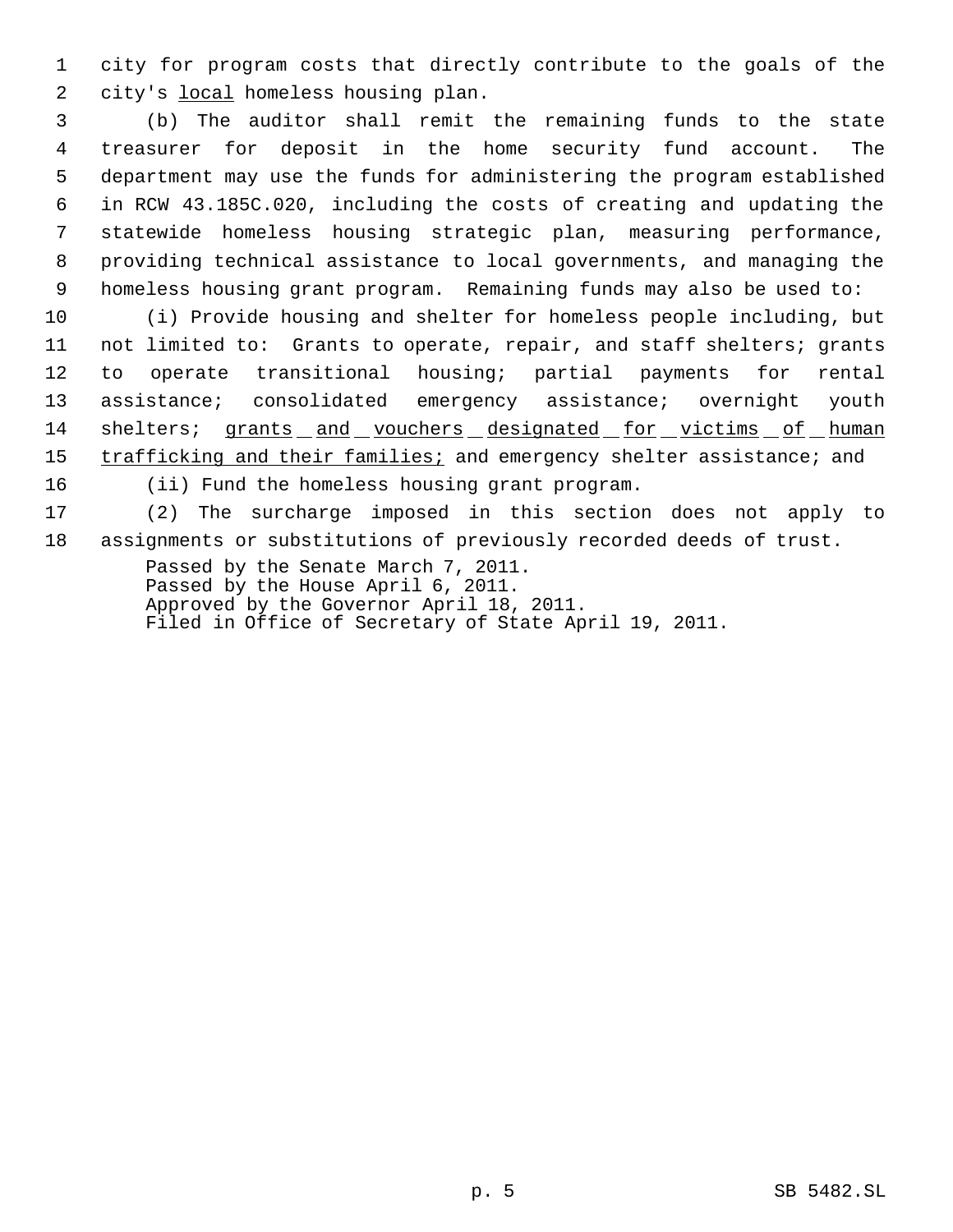city for program costs that directly contribute to the goals of the city's <u>local</u> homeless housing plan.

(b) The auditor shall remit the remaining funds to the state treasurer for deposit in the home security fund account. The department may use the funds for administering the program established in RCW 43.185C.020, including the costs of creating and updating the statewide homeless housing strategic plan, measuring performance, providing technical assistance to local governments, and managing the homeless housing grant program. Remaining funds may also be used to:

(i) Provide housing and shelter for homeless people including, but not limited to: Grants to operate, repair, and staff shelters; grants to operate transitional housing; partial payments for rental assistance; consolidated emergency assistance; overnight youth shelters; <u>grants and vouchers designated for victims of human trafficking and their families;</u> and emergency shelter assistance; and

(ii) Fund the homeless housing grant program.

(2) The surcharge imposed in this section does not apply to assignments or substitutions of previously recorded deeds of trust.

Passed by the Senate March 7, 2011.
Passed by the House April 6, 2011.
Approved by the Governor April 18, 2011.
Filed in Office of Secretary of State April 19, 2011.